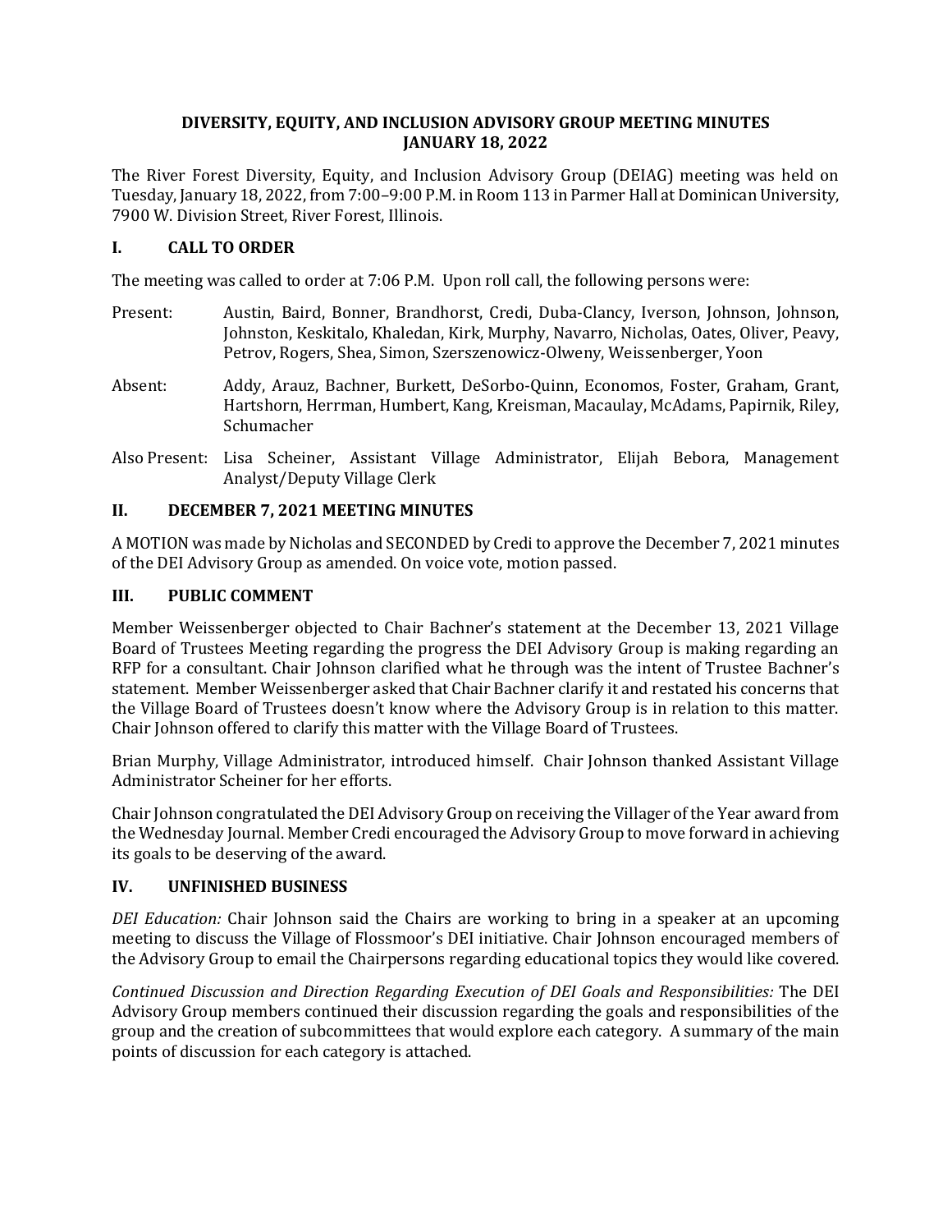# DIVERSITY, EQUITY, AND INCLUSION ADVISORY GROUP MEETING MINUTES
# JANUARY 18, 2022

The River Forest Diversity, Equity, and Inclusion Advisory Group (DEIAG) meeting was held on Tuesday, January 18, 2022, from 7:00–9:00 P.M. in Room 113 in Parmer Hall at Dominican University, 7900 W. Division Street, River Forest, Illinois.

## I. CALL TO ORDER

The meeting was called to order at 7:06 P.M. Upon roll call, the following persons were:

Present: Austin, Baird, Bonner, Brandhorst, Credi, Duba-Clancy, Iverson, Johnson, Johnson, Johnston, Keskitalo, Khaledan, Kirk, Murphy, Navarro, Nicholas, Oates, Oliver, Peavy, Petrov, Rogers, Shea, Simon, Szerszenowicz-Olweny, Weissenberger, Yoon

Absent: Addy, Arauz, Bachner, Burkett, DeSorbo-Quinn, Economos, Foster, Graham, Grant, Hartshorn, Herrman, Humbert, Kang, Kreisman, Macaulay, McAdams, Papirnik, Riley, Schumacher

Also Present: Lisa Scheiner, Assistant Village Administrator, Elijah Bebora, Management Analyst/Deputy Village Clerk

## II. DECEMBER 7, 2021 MEETING MINUTES

A MOTION was made by Nicholas and SECONDED by Credi to approve the December 7, 2021 minutes of the DEI Advisory Group as amended. On voice vote, motion passed.

## III. PUBLIC COMMENT

Member Weissenberger objected to Chair Bachner's statement at the December 13, 2021 Village Board of Trustees Meeting regarding the progress the DEI Advisory Group is making regarding an RFP for a consultant. Chair Johnson clarified what he through was the intent of Trustee Bachner's statement. Member Weissenberger asked that Chair Bachner clarify it and restated his concerns that the Village Board of Trustees doesn't know where the Advisory Group is in relation to this matter. Chair Johnson offered to clarify this matter with the Village Board of Trustees.

Brian Murphy, Village Administrator, introduced himself. Chair Johnson thanked Assistant Village Administrator Scheiner for her efforts.

Chair Johnson congratulated the DEI Advisory Group on receiving the Villager of the Year award from the Wednesday Journal. Member Credi encouraged the Advisory Group to move forward in achieving its goals to be deserving of the award.

## IV. UNFINISHED BUSINESS

*DEI Education:* Chair Johnson said the Chairs are working to bring in a speaker at an upcoming meeting to discuss the Village of Flossmoor's DEI initiative. Chair Johnson encouraged members of the Advisory Group to email the Chairpersons regarding educational topics they would like covered.

*Continued Discussion and Direction Regarding Execution of DEI Goals and Responsibilities:* The DEI Advisory Group members continued their discussion regarding the goals and responsibilities of the group and the creation of subcommittees that would explore each category. A summary of the main points of discussion for each category is attached.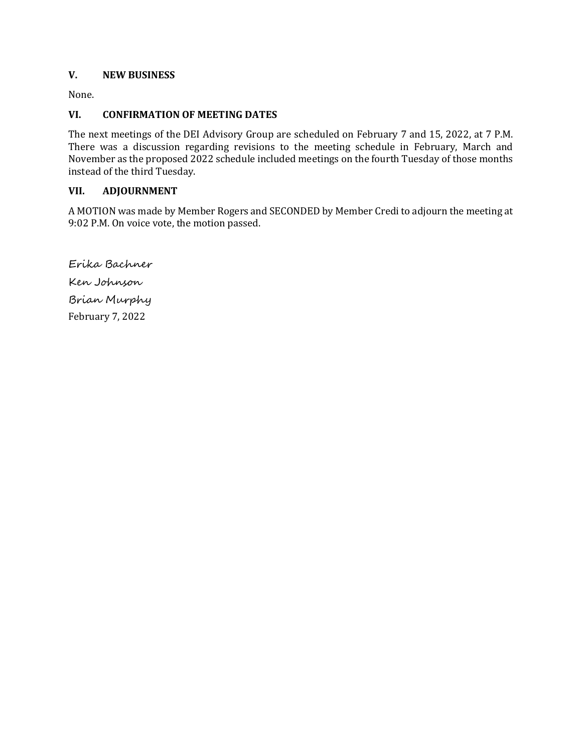## V. NEW BUSINESS

None.

## VI. CONFIRMATION OF MEETING DATES

The next meetings of the DEI Advisory Group are scheduled on February 7 and 15, 2022, at 7 P.M. There was a discussion regarding revisions to the meeting schedule in February, March and November as the proposed 2022 schedule included meetings on the fourth Tuesday of those months instead of the third Tuesday.

## VII. ADJOURNMENT

A MOTION was made by Member Rogers and SECONDED by Member Credi to adjourn the meeting at 9:02 P.M. On voice vote, the motion passed.

Erika Bachner
Ken Johnson
Brian Murphy
February 7, 2022